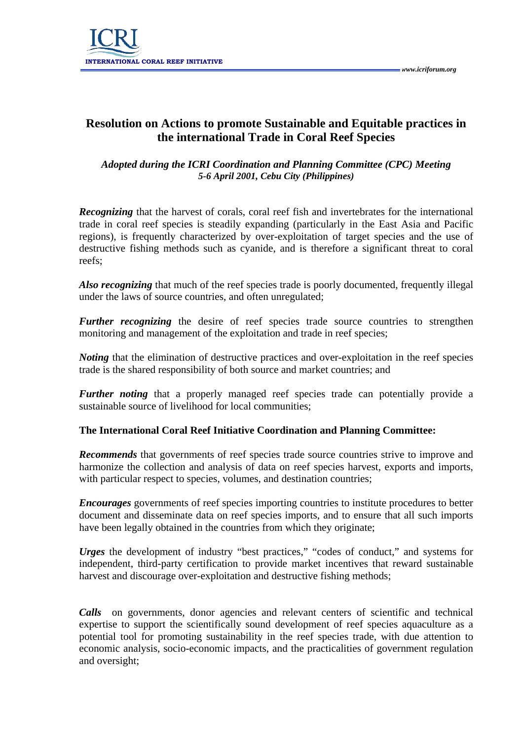# Resolution on Actions to promote Sustainable and Equitable practices in the international Trade in Coral Reef Species

*Adopted during the ICRI Coordination and Planning Committee (CPC) Meeting*
*5-6 April 2001, Cebu City (Philippines)*

***Recognizing*** that the harvest of corals, coral reef fish and invertebrates for the international trade in coral reef species is steadily expanding (particularly in the East Asia and Pacific regions), is frequently characterized by over-exploitation of target species and the use of destructive fishing methods such as cyanide, and is therefore a significant threat to coral reefs;

***Also recognizing*** that much of the reef species trade is poorly documented, frequently illegal under the laws of source countries, and often unregulated;

***Further recognizing*** the desire of reef species trade source countries to strengthen monitoring and management of the exploitation and trade in reef species;

***Noting*** that the elimination of destructive practices and over-exploitation in the reef species trade is the shared responsibility of both source and market countries; and

***Further noting*** that a properly managed reef species trade can potentially provide a sustainable source of livelihood for local communities;

**The International Coral Reef Initiative Coordination and Planning Committee:**

***Recommends*** that governments of reef species trade source countries strive to improve and harmonize the collection and analysis of data on reef species harvest, exports and imports, with particular respect to species, volumes, and destination countries;

***Encourages*** governments of reef species importing countries to institute procedures to better document and disseminate data on reef species imports, and to ensure that all such imports have been legally obtained in the countries from which they originate;

***Urges*** the development of industry "best practices," "codes of conduct," and systems for independent, third-party certification to provide market incentives that reward sustainable harvest and discourage over-exploitation and destructive fishing methods;

***Calls*** on governments, donor agencies and relevant centers of scientific and technical expertise to support the scientifically sound development of reef species aquaculture as a potential tool for promoting sustainability in the reef species trade, with due attention to economic analysis, socio-economic impacts, and the practicalities of government regulation and oversight;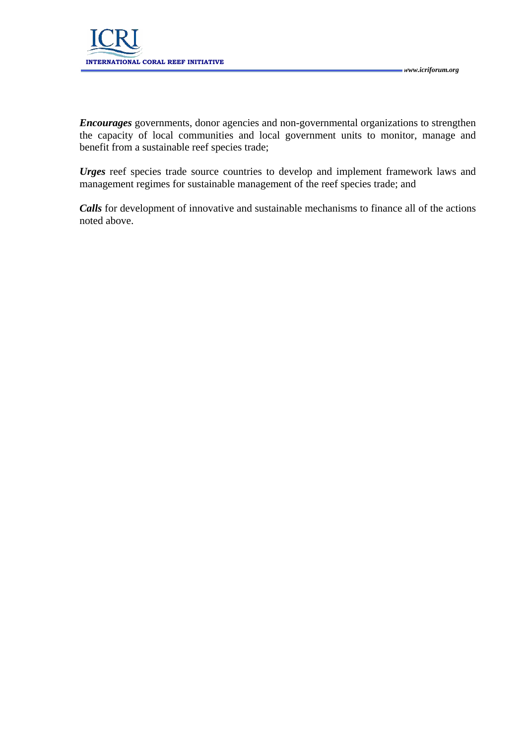***Encourages*** governments, donor agencies and non-governmental organizations to strengthen the capacity of local communities and local government units to monitor, manage and benefit from a sustainable reef species trade;

***Urges*** reef species trade source countries to develop and implement framework laws and management regimes for sustainable management of the reef species trade; and

***Calls*** for development of innovative and sustainable mechanisms to finance all of the actions noted above.